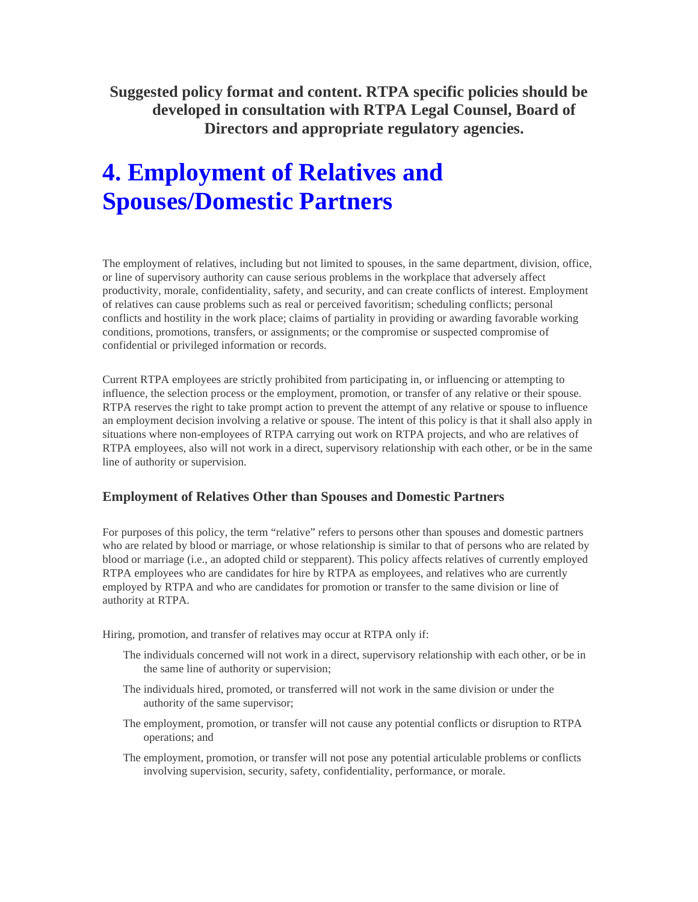**Suggested policy format and content. RTPA specific policies should be developed in consultation with RTPA Legal Counsel, Board of Directors and appropriate regulatory agencies.**

# 4. Employment of Relatives and Spouses/Domestic Partners

The employment of relatives, including but not limited to spouses, in the same department, division, office, or line of supervisory authority can cause serious problems in the workplace that adversely affect productivity, morale, confidentiality, safety, and security, and can create conflicts of interest. Employment of relatives can cause problems such as real or perceived favoritism; scheduling conflicts; personal conflicts and hostility in the work place; claims of partiality in providing or awarding favorable working conditions, promotions, transfers, or assignments; or the compromise or suspected compromise of confidential or privileged information or records.

Current RTPA employees are strictly prohibited from participating in, or influencing or attempting to influence, the selection process or the employment, promotion, or transfer of any relative or their spouse. RTPA reserves the right to take prompt action to prevent the attempt of any relative or spouse to influence an employment decision involving a relative or spouse. The intent of this policy is that it shall also apply in situations where non-employees of RTPA carrying out work on RTPA projects, and who are relatives of RTPA employees, also will not work in a direct, supervisory relationship with each other, or be in the same line of authority or supervision.

### Employment of Relatives Other than Spouses and Domestic Partners

For purposes of this policy, the term "relative" refers to persons other than spouses and domestic partners who are related by blood or marriage, or whose relationship is similar to that of persons who are related by blood or marriage (i.e., an adopted child or stepparent). This policy affects relatives of currently employed RTPA employees who are candidates for hire by RTPA as employees, and relatives who are currently employed by RTPA and who are candidates for promotion or transfer to the same division or line of authority at RTPA.

Hiring, promotion, and transfer of relatives may occur at RTPA only if:

- The individuals concerned will not work in a direct, supervisory relationship with each other, or be in the same line of authority or supervision;
- The individuals hired, promoted, or transferred will not work in the same division or under the authority of the same supervisor;
- The employment, promotion, or transfer will not cause any potential conflicts or disruption to RTPA operations; and
- The employment, promotion, or transfer will not pose any potential articulable problems or conflicts involving supervision, security, safety, confidentiality, performance, or morale.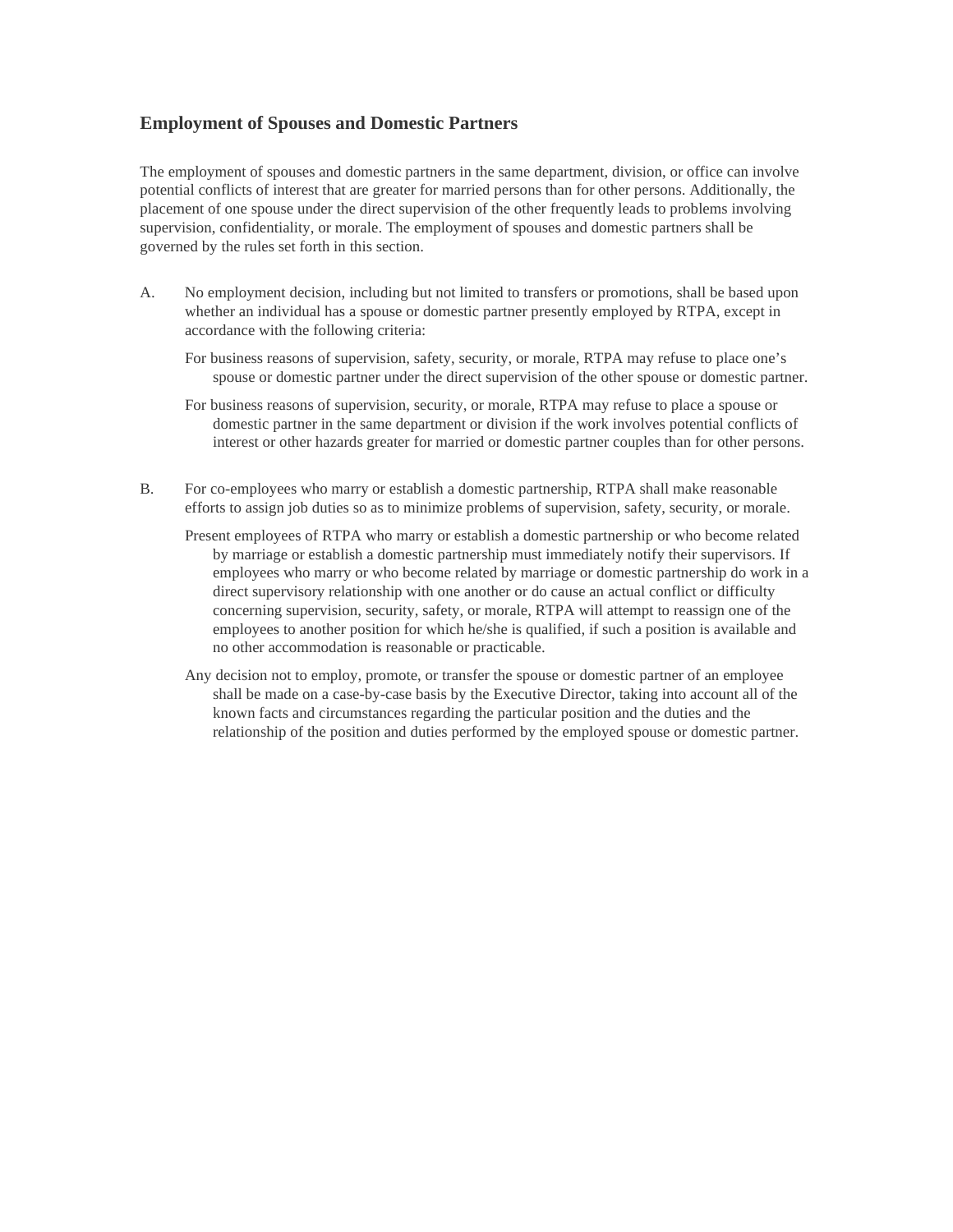## Employment of Spouses and Domestic Partners

The employment of spouses and domestic partners in the same department, division, or office can involve potential conflicts of interest that are greater for married persons than for other persons. Additionally, the placement of one spouse under the direct supervision of the other frequently leads to problems involving supervision, confidentiality, or morale. The employment of spouses and domestic partners shall be governed by the rules set forth in this section.

A. No employment decision, including but not limited to transfers or promotions, shall be based upon whether an individual has a spouse or domestic partner presently employed by RTPA, except in accordance with the following criteria:

   For business reasons of supervision, safety, security, or morale, RTPA may refuse to place one's spouse or domestic partner under the direct supervision of the other spouse or domestic partner.

   For business reasons of supervision, security, or morale, RTPA may refuse to place a spouse or domestic partner in the same department or division if the work involves potential conflicts of interest or other hazards greater for married or domestic partner couples than for other persons.

B. For co-employees who marry or establish a domestic partnership, RTPA shall make reasonable efforts to assign job duties so as to minimize problems of supervision, safety, security, or morale.

   Present employees of RTPA who marry or establish a domestic partnership or who become related by marriage or establish a domestic partnership must immediately notify their supervisors. If employees who marry or who become related by marriage or domestic partnership do work in a direct supervisory relationship with one another or do cause an actual conflict or difficulty concerning supervision, security, safety, or morale, RTPA will attempt to reassign one of the employees to another position for which he/she is qualified, if such a position is available and no other accommodation is reasonable or practicable.

   Any decision not to employ, promote, or transfer the spouse or domestic partner of an employee shall be made on a case-by-case basis by the Executive Director, taking into account all of the known facts and circumstances regarding the particular position and the duties and the relationship of the position and duties performed by the employed spouse or domestic partner.